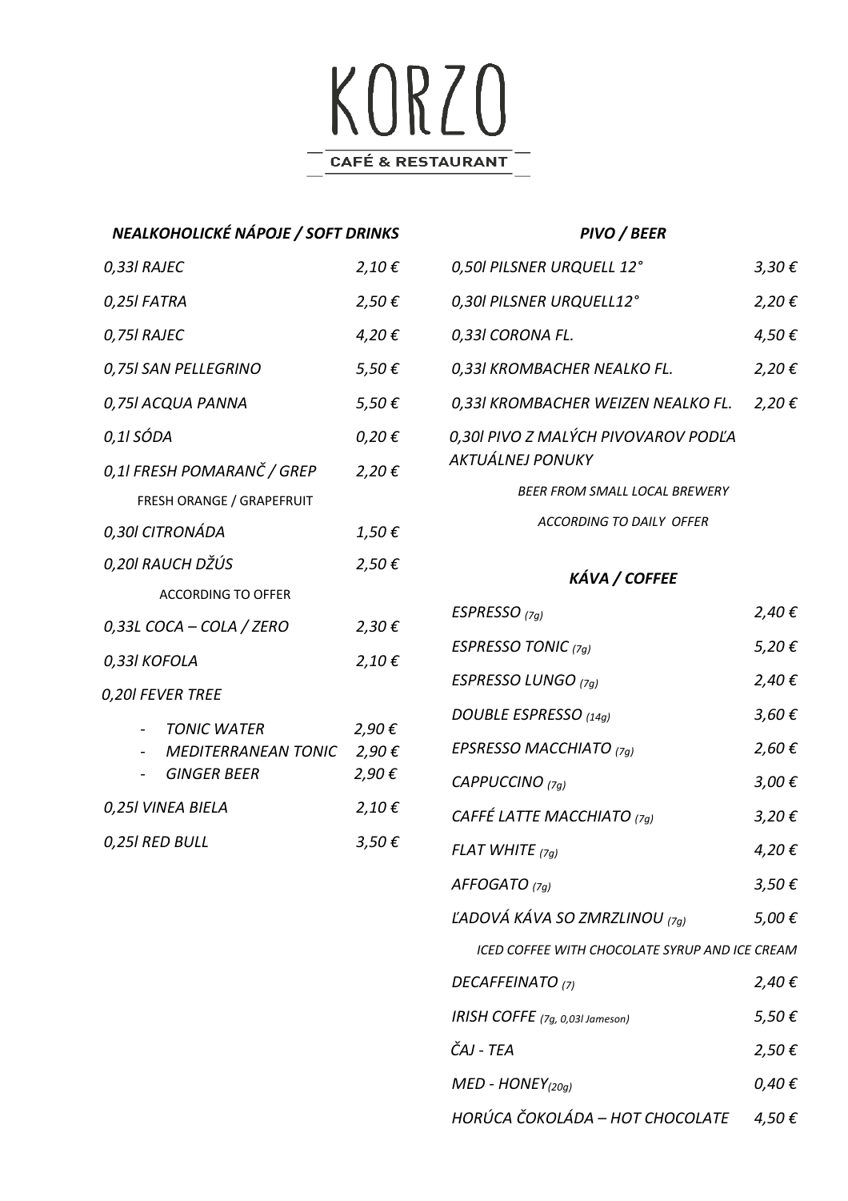# KORZO

CAFÉ & RESTAURANT

## *NEALKOHOLICKÉ NÁPOJE / SOFT DRINKS*

| | |
|---|---|
| *0,33l RAJEC* | *2,10 €* |
| *0,25l FATRA* | *2,50 €* |
| *0,75l RAJEC* | *4,20 €* |
| *0,75l SAN PELLEGRINO* | *5,50 €* |
| *0,75l ACQUA PANNA* | *5,50 €* |
| *0,1l SÓDA* | *0,20 €* |
| *0,1l FRESH POMARANČ / GREP*<br>FRESH ORANGE / GRAPEFRUIT | *2,20 €* |
| *0,30l CITRONÁDA* | *1,50 €* |
| *0,20l RAUCH DŽÚS*<br>ACCORDING TO OFFER | *2,50 €* |
| *0,33L COCA – COLA / ZERO* | *2,30 €* |
| *0,33l KOFOLA* | *2,10 €* |
| *0,20l FEVER TREE* | |
| - *TONIC WATER* | *2,90 €* |
| - *MEDITERRANEAN TONIC* | *2,90 €* |
| - *GINGER BEER* | *2,90 €* |
| *0,25l VINEA BIELA* | *2,10 €* |
| *0,25l RED BULL* | *3,50 €* |

## *PIVO / BEER*

| | |
|---|---|
| *0,50l PILSNER URQUELL 12°* | *3,30 €* |
| *0,30l PILSNER URQUELL12°* | *2,20 €* |
| *0,33l CORONA FL.* | *4,50 €* |
| *0,33l KROMBACHER NEALKO FL.* | *2,20 €* |
| *0,33l KROMBACHER WEIZEN NEALKO FL.* | *2,20 €* |
| *0,30l PIVO Z MALÝCH PIVOVAROV PODĽA AKTUÁLNEJ PONUKY*<br>*BEER FROM SMALL LOCAL BREWERY*<br>*ACCORDING TO DAILY OFFER* | |

## *KÁVA / COFFEE*

| | |
|---|---|
| *ESPRESSO (7g)* | *2,40 €* |
| *ESPRESSO TONIC (7g)* | *5,20 €* |
| *ESPRESSO LUNGO (7g)* | *2,40 €* |
| *DOUBLE ESPRESSO (14g)* | *3,60 €* |
| *EPSRESSO MACCHIATO (7g)* | *2,60 €* |
| *CAPPUCCINO (7g)* | *3,00 €* |
| *CAFFÉ LATTE MACCHIATO (7g)* | *3,20 €* |
| *FLAT WHITE (7g)* | *4,20 €* |
| *AFFOGATO (7g)* | *3,50 €* |
| *ĽADOVÁ KÁVA SO ZMRZLINOU (7g)*<br>*ICED COFFEE WITH CHOCOLATE SYRUP AND ICE CREAM* | *5,00 €* |
| *DECAFFEINATO (7)* | *2,40 €* |
| *IRISH COFFE (7g, 0,03l Jameson)* | *5,50 €* |
| *ČAJ - TEA* | *2,50 €* |
| *MED - HONEY(20g)* | *0,40 €* |
| *HORÚCA ČOKOLÁDA – HOT CHOCOLATE* | *4,50 €* |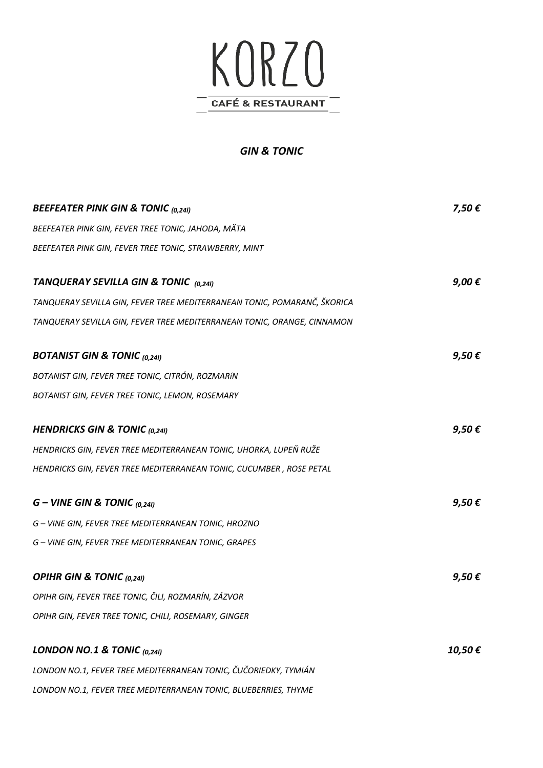# KORZO

CAFÉ & RESTAURANT

## *GIN & TONIC*

***BEEFEATER PINK GIN & TONIC** (0,24l)* — ***7,50 €***

*BEEFEATER PINK GIN, FEVER TREE TONIC, JAHODA, MÄTA*

*BEEFEATER PINK GIN, FEVER TREE TONIC, STRAWBERRY, MINT*

***TANQUERAY SEVILLA GIN & TONIC** (0,24l)* — ***9,00 €***

*TANQUERAY SEVILLA GIN, FEVER TREE MEDITERRANEAN TONIC, POMARANČ, ŠKORICA*

*TANQUERAY SEVILLA GIN, FEVER TREE MEDITERRANEAN TONIC, ORANGE, CINNAMON*

***BOTANIST GIN & TONIC** (0,24l)* — ***9,50 €***

*BOTANIST GIN, FEVER TREE TONIC, CITRÓN, ROZMARíN*

*BOTANIST GIN, FEVER TREE TONIC, LEMON, ROSEMARY*

***HENDRICKS GIN & TONIC** (0,24l)* — ***9,50 €***

*HENDRICKS GIN, FEVER TREE MEDITERRANEAN TONIC, UHORKA, LUPEŇ RUŽE*

*HENDRICKS GIN, FEVER TREE MEDITERRANEAN TONIC, CUCUMBER , ROSE PETAL*

***G – VINE GIN & TONIC** (0,24l)* — ***9,50 €***

*G – VINE GIN, FEVER TREE MEDITERRANEAN TONIC, HROZNO*

*G – VINE GIN, FEVER TREE MEDITERRANEAN TONIC, GRAPES*

***OPIHR GIN & TONIC** (0,24l)* — ***9,50 €***

*OPIHR GIN, FEVER TREE TONIC, ČILI, ROZMARÍN, ZÁZVOR*

*OPIHR GIN, FEVER TREE TONIC, CHILI, ROSEMARY, GINGER*

***LONDON NO.1 & TONIC** (0,24l)* — ***10,50 €***

*LONDON NO.1, FEVER TREE MEDITERRANEAN TONIC, ČUČORIEDKY, TYMIÁN*

*LONDON NO.1, FEVER TREE MEDITERRANEAN TONIC, BLUEBERRIES, THYME*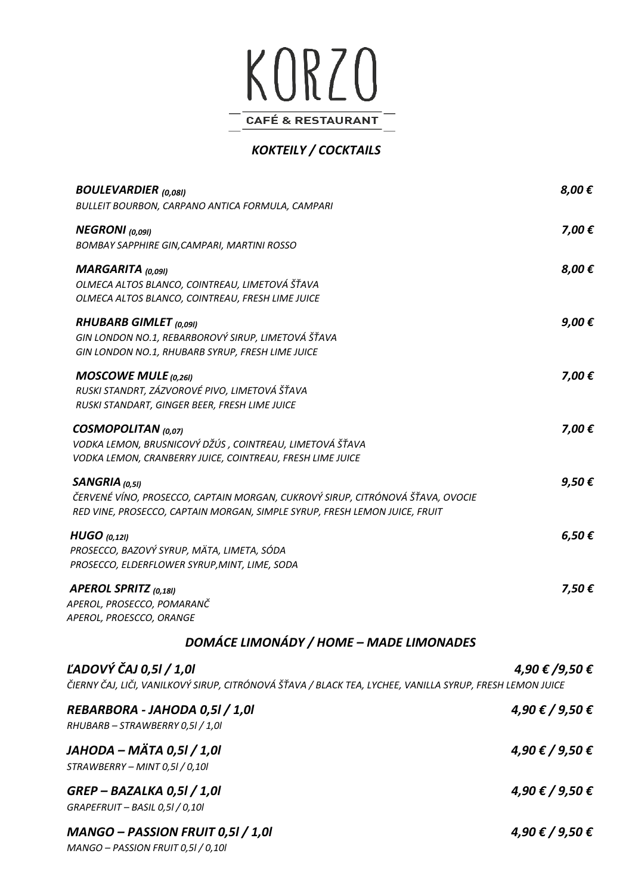# KORZO

CAFÉ & RESTAURANT

## *KOKTEILY / COCKTAILS*

***BOULEVARDIER** (0,08l)* — *8,00 €*
*BULLEIT BOURBON, CARPANO ANTICA FORMULA, CAMPARI*

***NEGRONI** (0,09l)* — *7,00 €*
*BOMBAY SAPPHIRE GIN,CAMPARI, MARTINI ROSSO*

***MARGARITA** (0,09l)* — *8,00 €*
*OLMECA ALTOS BLANCO, COINTREAU, LIMETOVÁ ŠŤAVA*
*OLMECA ALTOS BLANCO, COINTREAU, FRESH LIME JUICE*

***RHUBARB GIMLET** (0,09l)* — *9,00 €*
*GIN LONDON NO.1, REBARBOROVÝ SIRUP, LIMETOVÁ ŠŤAVA*
*GIN LONDON NO.1, RHUBARB SYRUP, FRESH LIME JUICE*

***MOSCOWE MULE** (0,26l)* — *7,00 €*
*RUSKI STANDRT, ZÁZVOROVÉ PIVO, LIMETOVÁ ŠŤAVA*
*RUSKI STANDART, GINGER BEER, FRESH LIME JUICE*

***COSMOPOLITAN** (0,07)* — *7,00 €*
*VODKA LEMON, BRUSNICOVÝ DŽÚS , COINTREAU, LIMETOVÁ ŠŤAVA*
*VODKA LEMON, CRANBERRY JUICE, COINTREAU, FRESH LIME JUICE*

***SANGRIA** (0,5l)* — *9,50 €*
*ČERVENÉ VÍNO, PROSECCO, CAPTAIN MORGAN, CUKROVÝ SIRUP, CITRÓNOVÁ ŠŤAVA, OVOCIE*
*RED VINE, PROSECCO, CAPTAIN MORGAN, SIMPLE SYRUP, FRESH LEMON JUICE, FRUIT*

***HUGO** (0,12l)* — *6,50 €*
*PROSECCO, BAZOVÝ SYRUP, MÄTA, LIMETA, SÓDA*
*PROSECCO, ELDERFLOWER SYRUP,MINT, LIME, SODA*

***APEROL SPRITZ** (0,18l)* — *7,50 €*
*APEROL, PROSECCO, POMARANČ*
*APEROL, PROESCCO, ORANGE*

## *DOMÁCE LIMONÁDY / HOME – MADE LIMONADES*

***ĽADOVÝ ČAJ 0,5l / 1,0l*** — ***4,90 € /9,50 €***
*ČIERNY ČAJ, LIČI, VANILKOVÝ SIRUP, CITRÓNOVÁ ŠŤAVA / BLACK TEA, LYCHEE, VANILLA SYRUP, FRESH LEMON JUICE*

***REBARBORA - JAHODA 0,5l / 1,0l*** — ***4,90 € / 9,50 €***
*RHUBARB – STRAWBERRY 0,5l / 1,0l*

***JAHODA – MÄTA 0,5l / 1,0l*** — ***4,90 € / 9,50 €***
*STRAWBERRY – MINT 0,5l / 0,10l*

***GREP – BAZALKA 0,5l / 1,0l*** — ***4,90 € / 9,50 €***
*GRAPEFRUIT – BASIL 0,5l / 0,10l*

***MANGO – PASSION FRUIT 0,5l / 1,0l*** — ***4,90 € / 9,50 €***
*MANGO – PASSION FRUIT 0,5l / 0,10l*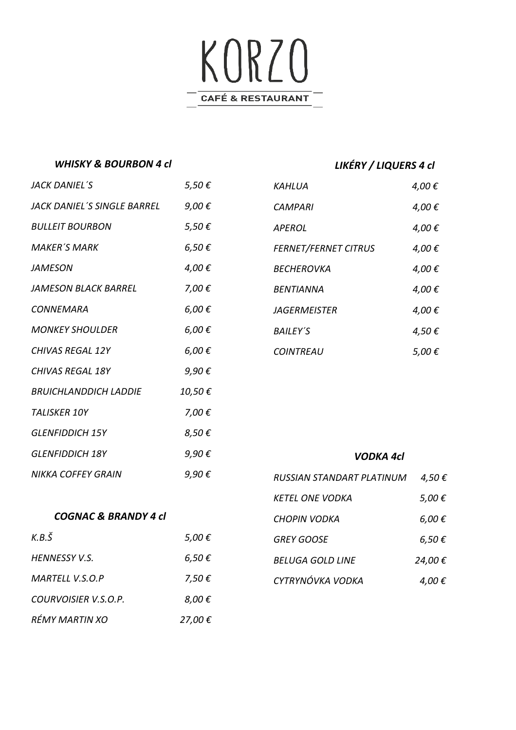# KORZO

CAFÉ & RESTAURANT

### *WHISKY & BOURBON 4 cl*

| | |
|---|---|
| *JACK DANIEL´S* | *5,50 €* |
| *JACK DANIEL´S SINGLE BARREL* | *9,00 €* |
| *BULLEIT BOURBON* | *5,50 €* |
| *MAKER´S MARK* | *6,50 €* |
| *JAMESON* | *4,00 €* |
| *JAMESON BLACK BARREL* | *7,00 €* |
| *CONNEMARA* | *6,00 €* |
| *MONKEY SHOULDER* | *6,00 €* |
| *CHIVAS REGAL 12Y* | *6,00 €* |
| *CHIVAS REGAL 18Y* | *9,90 €* |
| *BRUICHLANDDICH LADDIE* | *10,50 €* |
| *TALISKER 10Y* | *7,00 €* |
| *GLENFIDDICH 15Y* | *8,50 €* |
| *GLENFIDDICH 18Y* | *9,90 €* |
| *NIKKA COFFEY GRAIN* | *9,90 €* |

### *COGNAC & BRANDY 4 cl*

| | |
|---|---|
| *K.B.Š* | *5,00 €* |
| *HENNESSY V.S.* | *6,50 €* |
| *MARTELL V.S.O.P* | *7,50 €* |
| *COURVOISIER V.S.O.P.* | *8,00 €* |
| *RÉMY MARTIN XO* | *27,00 €* |

### *LIKÉRY / LIQUERS 4 cl*

| | |
|---|---|
| *KAHLUA* | *4,00 €* |
| *CAMPARI* | *4,00 €* |
| *APEROL* | *4,00 €* |
| *FERNET/FERNET CITRUS* | *4,00 €* |
| *BECHEROVKA* | *4,00 €* |
| *BENTIANNA* | *4,00 €* |
| *JAGERMEISTER* | *4,00 €* |
| *BAILEY´S* | *4,50 €* |
| *COINTREAU* | *5,00 €* |

### *VODKA 4cl*

| | |
|---|---|
| *RUSSIAN STANDART PLATINUM* | *4,50 €* |
| *KETEL ONE VODKA* | *5,00 €* |
| *CHOPIN VODKA* | *6,00 €* |
| *GREY GOOSE* | *6,50 €* |
| *BELUGA GOLD LINE* | *24,00 €* |
| *CYTRYNÓVKA VODKA* | *4,00 €* |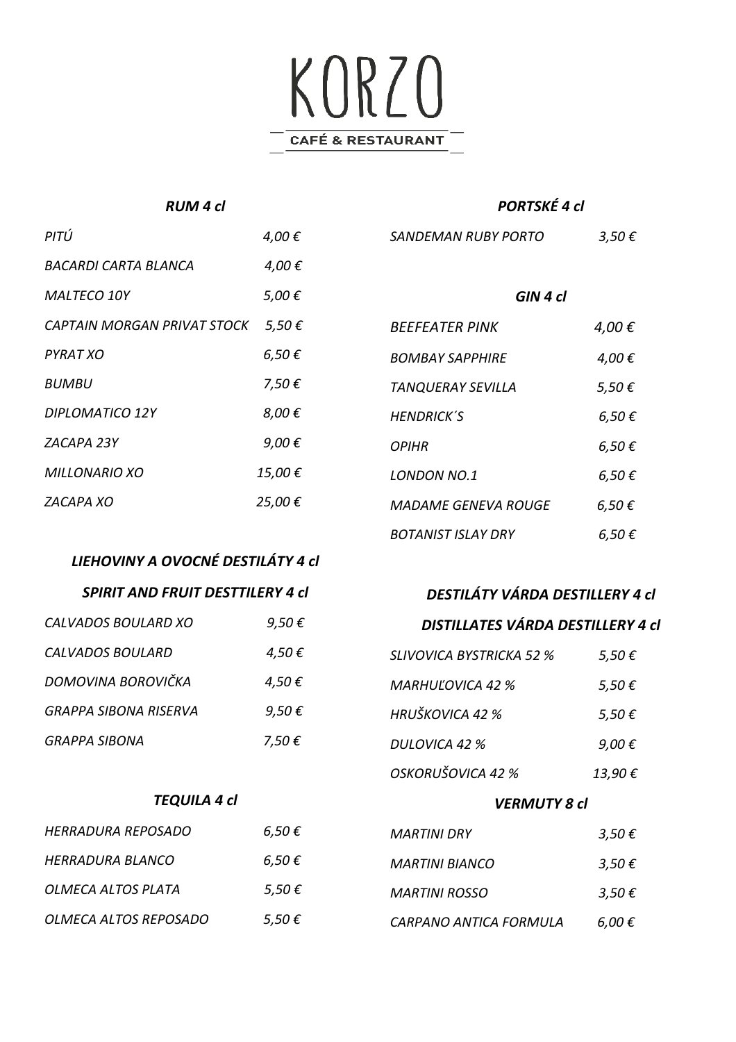# KORZO

CAFÉ & RESTAURANT

### *RUM 4 cl*

| | |
|---|---|
| *PITÚ* | *4,00 €* |
| *BACARDI CARTA BLANCA* | *4,00 €* |
| *MALTECO 10Y* | *5,00 €* |
| *CAPTAIN MORGAN PRIVAT STOCK* | *5,50 €* |
| *PYRAT XO* | *6,50 €* |
| *BUMBU* | *7,50 €* |
| *DIPLOMATICO 12Y* | *8,00 €* |
| *ZACAPA 23Y* | *9,00 €* |
| *MILLONARIO XO* | *15,00 €* |
| *ZACAPA XO* | *25,00 €* |

### *LIEHOVINY A OVOCNÉ DESTILÁTY 4 cl*

### *SPIRIT AND FRUIT DESTTILERY 4 cl*

| | |
|---|---|
| *CALVADOS BOULARD XO* | *9,50 €* |
| *CALVADOS BOULARD* | *4,50 €* |
| *DOMOVINA BOROVIČKA* | *4,50 €* |
| *GRAPPA SIBONA RISERVA* | *9,50 €* |
| *GRAPPA SIBONA* | *7,50 €* |

### *TEQUILA 4 cl*

| | |
|---|---|
| *HERRADURA REPOSADO* | *6,50 €* |
| *HERRADURA BLANCO* | *6,50 €* |
| *OLMECA ALTOS PLATA* | *5,50 €* |
| *OLMECA ALTOS REPOSADO* | *5,50 €* |

### *PORTSKÉ 4 cl*

| | |
|---|---|
| *SANDEMAN RUBY PORTO* | *3,50 €* |

### *GIN 4 cl*

| | |
|---|---|
| *BEEFEATER PINK* | *4,00 €* |
| *BOMBAY SAPPHIRE* | *4,00 €* |
| *TANQUERAY SEVILLA* | *5,50 €* |
| *HENDRICK´S* | *6,50 €* |
| *OPIHR* | *6,50 €* |
| *LONDON NO.1* | *6,50 €* |
| *MADAME GENEVA ROUGE* | *6,50 €* |
| *BOTANIST ISLAY DRY* | *6,50 €* |

### *DESTILÁTY VÁRDA DESTILLERY 4 cl*

### *DISTILLATES VÁRDA DESTILLERY 4 cl*

| | |
|---|---|
| *SLIVOVICA BYSTRICKA 52 %* | *5,50 €* |
| *MARHUĽOVICA 42 %* | *5,50 €* |
| *HRUŠKOVICA 42 %* | *5,50 €* |
| *DULOVICA 42 %* | *9,00 €* |
| *OSKORUŠOVICA 42 %* | *13,90 €* |

### *VERMUTY 8 cl*

| | |
|---|---|
| *MARTINI DRY* | *3,50 €* |
| *MARTINI BIANCO* | *3,50 €* |
| *MARTINI ROSSO* | *3,50 €* |
| *CARPANO ANTICA FORMULA* | *6,00 €* |